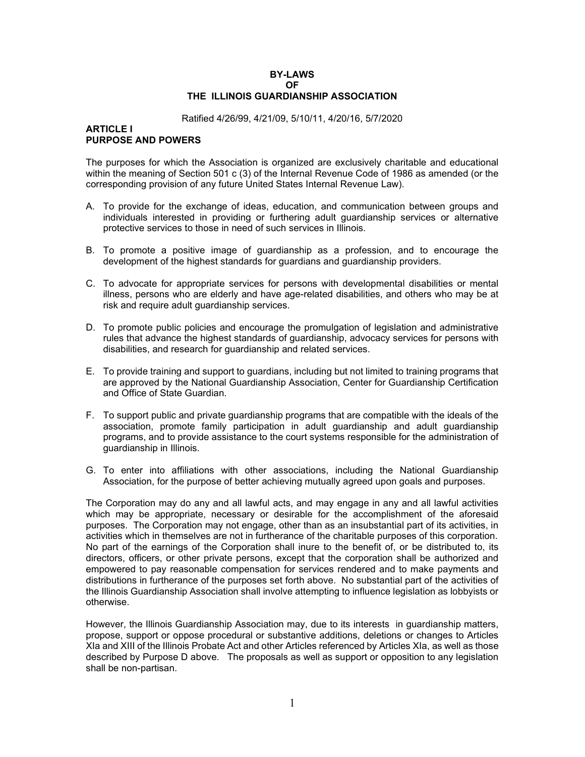# BY-LAWS
# OF
# THE ILLINOIS GUARDIANSHIP ASSOCIATION

Ratified 4/26/99, 4/21/09, 5/10/11, 4/20/16, 5/7/2020

## ARTICLE I
## PURPOSE AND POWERS

The purposes for which the Association is organized are exclusively charitable and educational within the meaning of Section 501 c (3) of the Internal Revenue Code of 1986 as amended (or the corresponding provision of any future United States Internal Revenue Law).

A. To provide for the exchange of ideas, education, and communication between groups and individuals interested in providing or furthering adult guardianship services or alternative protective services to those in need of such services in Illinois.

B. To promote a positive image of guardianship as a profession, and to encourage the development of the highest standards for guardians and guardianship providers.

C. To advocate for appropriate services for persons with developmental disabilities or mental illness, persons who are elderly and have age-related disabilities, and others who may be at risk and require adult guardianship services.

D. To promote public policies and encourage the promulgation of legislation and administrative rules that advance the highest standards of guardianship, advocacy services for persons with disabilities, and research for guardianship and related services.

E. To provide training and support to guardians, including but not limited to training programs that are approved by the National Guardianship Association, Center for Guardianship Certification and Office of State Guardian.

F. To support public and private guardianship programs that are compatible with the ideals of the association, promote family participation in adult guardianship and adult guardianship programs, and to provide assistance to the court systems responsible for the administration of guardianship in Illinois.

G. To enter into affiliations with other associations, including the National Guardianship Association, for the purpose of better achieving mutually agreed upon goals and purposes.

The Corporation may do any and all lawful acts, and may engage in any and all lawful activities which may be appropriate, necessary or desirable for the accomplishment of the aforesaid purposes. The Corporation may not engage, other than as an insubstantial part of its activities, in activities which in themselves are not in furtherance of the charitable purposes of this corporation. No part of the earnings of the Corporation shall inure to the benefit of, or be distributed to, its directors, officers, or other private persons, except that the corporation shall be authorized and empowered to pay reasonable compensation for services rendered and to make payments and distributions in furtherance of the purposes set forth above. No substantial part of the activities of the Illinois Guardianship Association shall involve attempting to influence legislation as lobbyists or otherwise.

However, the Illinois Guardianship Association may, due to its interests in guardianship matters, propose, support or oppose procedural or substantive additions, deletions or changes to Articles XIa and XIII of the Illinois Probate Act and other Articles referenced by Articles XIa, as well as those described by Purpose D above. The proposals as well as support or opposition to any legislation shall be non-partisan.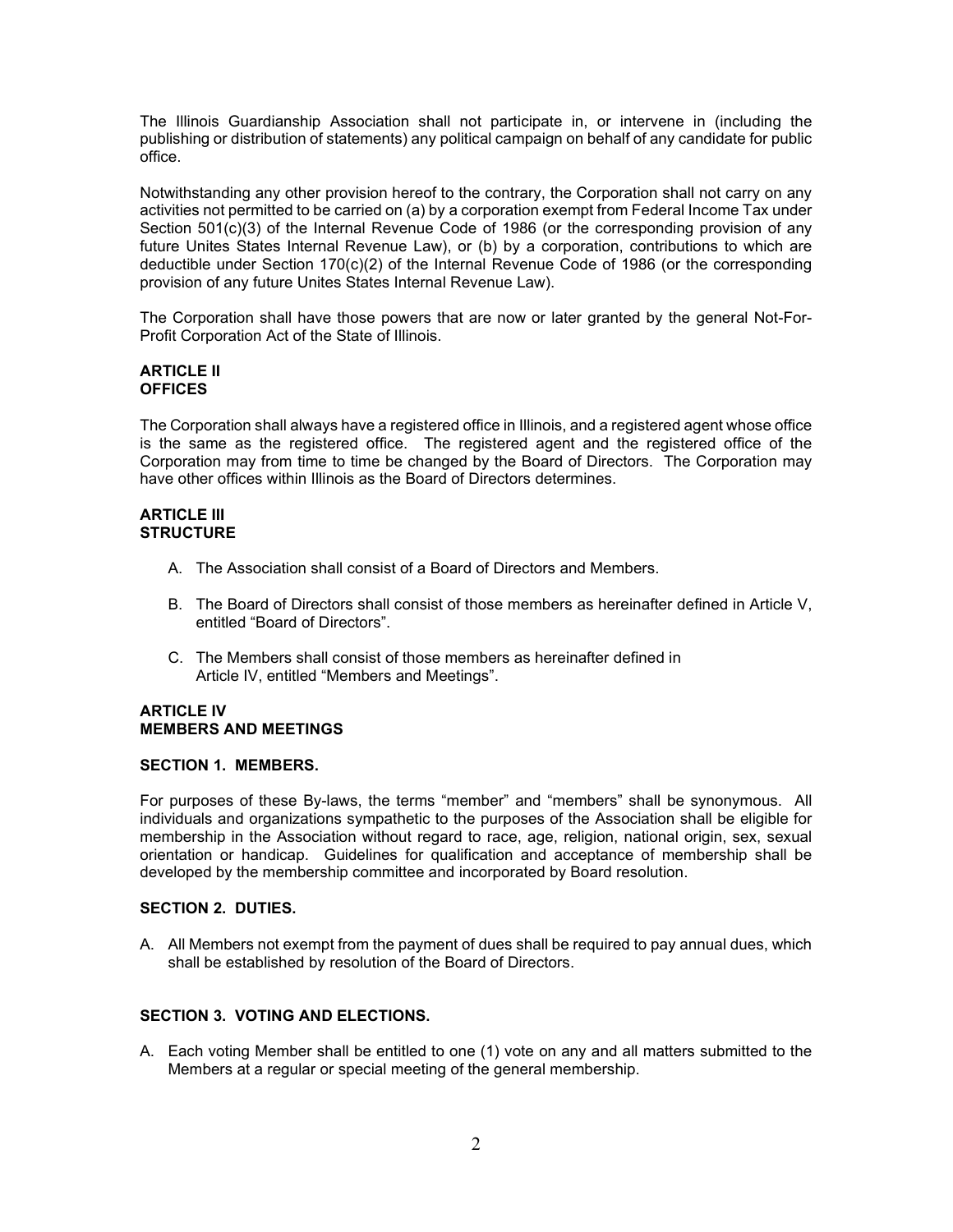The Illinois Guardianship Association shall not participate in, or intervene in (including the publishing or distribution of statements) any political campaign on behalf of any candidate for public office.

Notwithstanding any other provision hereof to the contrary, the Corporation shall not carry on any activities not permitted to be carried on (a) by a corporation exempt from Federal Income Tax under Section 501(c)(3) of the Internal Revenue Code of 1986 (or the corresponding provision of any future Unites States Internal Revenue Law), or (b) by a corporation, contributions to which are deductible under Section 170(c)(2) of the Internal Revenue Code of 1986 (or the corresponding provision of any future Unites States Internal Revenue Law).

The Corporation shall have those powers that are now or later granted by the general Not-For-Profit Corporation Act of the State of Illinois.

**ARTICLE II**
**OFFICES**

The Corporation shall always have a registered office in Illinois, and a registered agent whose office is the same as the registered office. The registered agent and the registered office of the Corporation may from time to time be changed by the Board of Directors. The Corporation may have other offices within Illinois as the Board of Directors determines.

**ARTICLE III**
**STRUCTURE**

A. The Association shall consist of a Board of Directors and Members.

B. The Board of Directors shall consist of those members as hereinafter defined in Article V, entitled "Board of Directors".

C. The Members shall consist of those members as hereinafter defined in Article IV, entitled "Members and Meetings".

**ARTICLE IV**
**MEMBERS AND MEETINGS**

**SECTION 1. MEMBERS.**

For purposes of these By-laws, the terms "member" and "members" shall be synonymous. All individuals and organizations sympathetic to the purposes of the Association shall be eligible for membership in the Association without regard to race, age, religion, national origin, sex, sexual orientation or handicap. Guidelines for qualification and acceptance of membership shall be developed by the membership committee and incorporated by Board resolution.

**SECTION 2. DUTIES.**

A. All Members not exempt from the payment of dues shall be required to pay annual dues, which shall be established by resolution of the Board of Directors.

**SECTION 3. VOTING AND ELECTIONS.**

A. Each voting Member shall be entitled to one (1) vote on any and all matters submitted to the Members at a regular or special meeting of the general membership.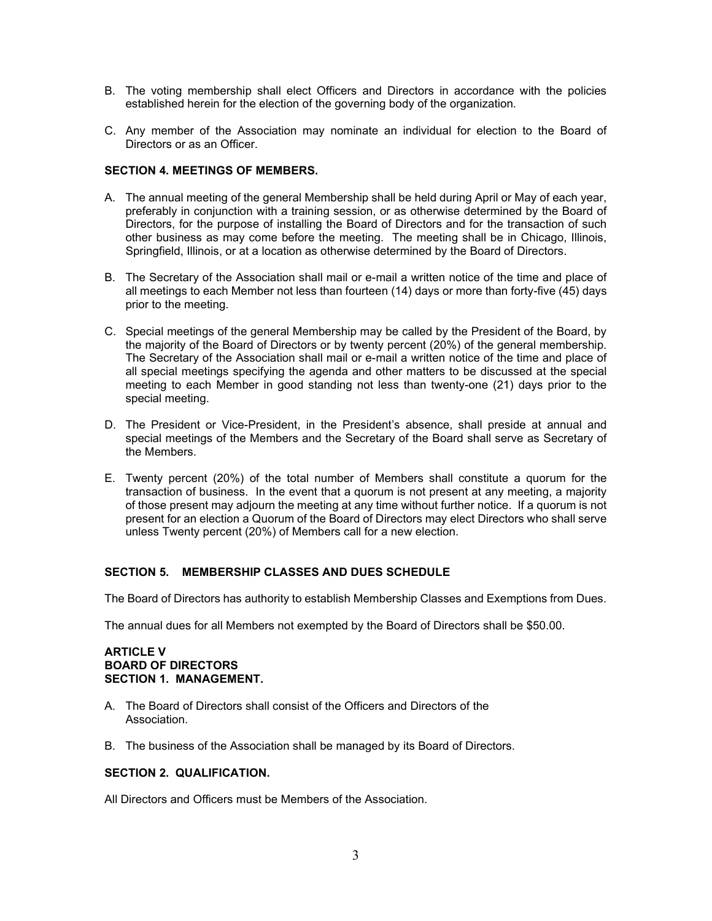B. The voting membership shall elect Officers and Directors in accordance with the policies established herein for the election of the governing body of the organization.

C. Any member of the Association may nominate an individual for election to the Board of Directors or as an Officer.

**SECTION 4. MEETINGS OF MEMBERS.**

A. The annual meeting of the general Membership shall be held during April or May of each year, preferably in conjunction with a training session, or as otherwise determined by the Board of Directors, for the purpose of installing the Board of Directors and for the transaction of such other business as may come before the meeting. The meeting shall be in Chicago, Illinois, Springfield, Illinois, or at a location as otherwise determined by the Board of Directors.

B. The Secretary of the Association shall mail or e-mail a written notice of the time and place of all meetings to each Member not less than fourteen (14) days or more than forty-five (45) days prior to the meeting.

C. Special meetings of the general Membership may be called by the President of the Board, by the majority of the Board of Directors or by twenty percent (20%) of the general membership. The Secretary of the Association shall mail or e-mail a written notice of the time and place of all special meetings specifying the agenda and other matters to be discussed at the special meeting to each Member in good standing not less than twenty-one (21) days prior to the special meeting.

D. The President or Vice-President, in the President's absence, shall preside at annual and special meetings of the Members and the Secretary of the Board shall serve as Secretary of the Members.

E. Twenty percent (20%) of the total number of Members shall constitute a quorum for the transaction of business. In the event that a quorum is not present at any meeting, a majority of those present may adjourn the meeting at any time without further notice. If a quorum is not present for an election a Quorum of the Board of Directors may elect Directors who shall serve unless Twenty percent (20%) of Members call for a new election.

**SECTION 5. MEMBERSHIP CLASSES AND DUES SCHEDULE**

The Board of Directors has authority to establish Membership Classes and Exemptions from Dues.

The annual dues for all Members not exempted by the Board of Directors shall be $50.00.

**ARTICLE V**
**BOARD OF DIRECTORS**
**SECTION 1. MANAGEMENT.**

A. The Board of Directors shall consist of the Officers and Directors of the Association.

B. The business of the Association shall be managed by its Board of Directors.

**SECTION 2. QUALIFICATION.**

All Directors and Officers must be Members of the Association.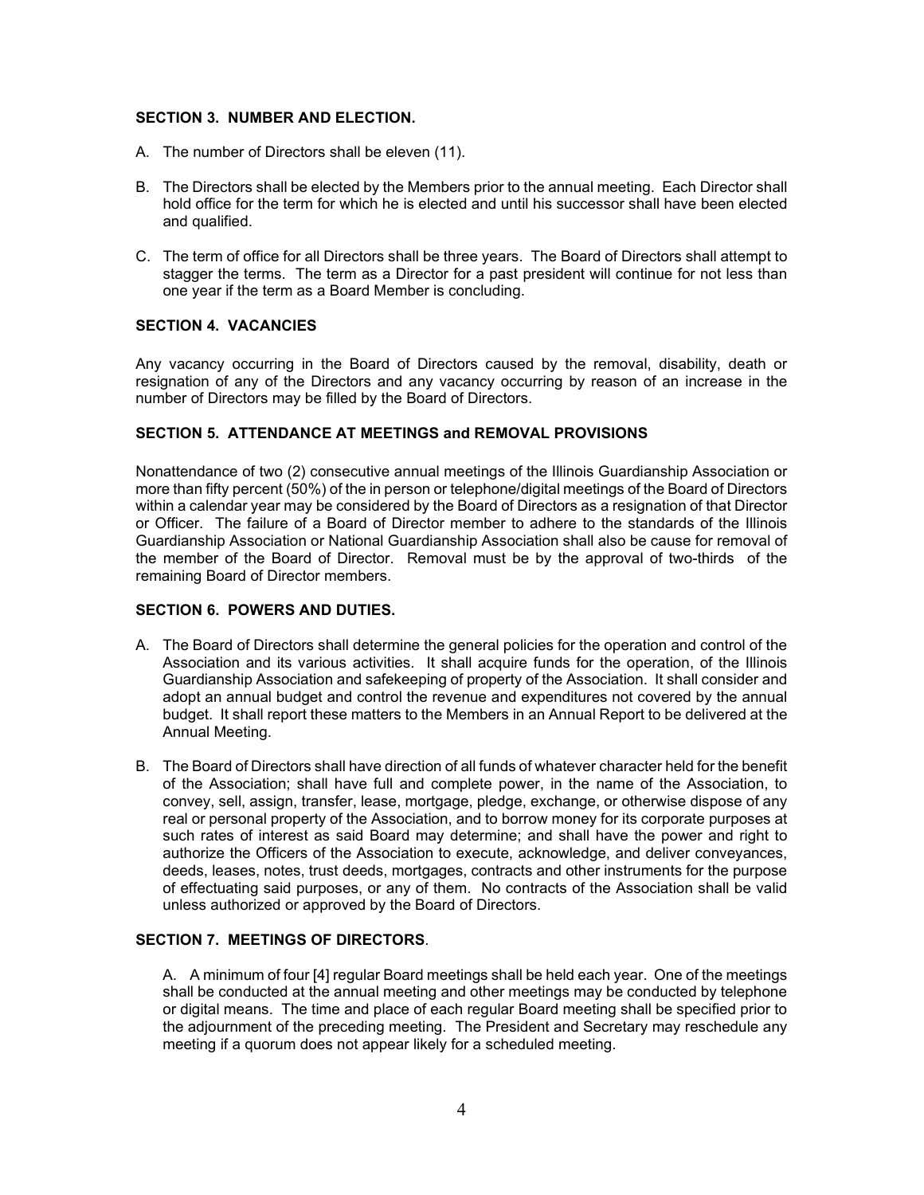### SECTION 3. NUMBER AND ELECTION.

A. The number of Directors shall be eleven (11).

B. The Directors shall be elected by the Members prior to the annual meeting. Each Director shall hold office for the term for which he is elected and until his successor shall have been elected and qualified.

C. The term of office for all Directors shall be three years. The Board of Directors shall attempt to stagger the terms. The term as a Director for a past president will continue for not less than one year if the term as a Board Member is concluding.

### SECTION 4. VACANCIES

Any vacancy occurring in the Board of Directors caused by the removal, disability, death or resignation of any of the Directors and any vacancy occurring by reason of an increase in the number of Directors may be filled by the Board of Directors.

### SECTION 5. ATTENDANCE AT MEETINGS and REMOVAL PROVISIONS

Nonattendance of two (2) consecutive annual meetings of the Illinois Guardianship Association or more than fifty percent (50%) of the in person or telephone/digital meetings of the Board of Directors within a calendar year may be considered by the Board of Directors as a resignation of that Director or Officer. The failure of a Board of Director member to adhere to the standards of the Illinois Guardianship Association or National Guardianship Association shall also be cause for removal of the member of the Board of Director. Removal must be by the approval of two-thirds of the remaining Board of Director members.

### SECTION 6. POWERS AND DUTIES.

A. The Board of Directors shall determine the general policies for the operation and control of the Association and its various activities. It shall acquire funds for the operation, of the Illinois Guardianship Association and safekeeping of property of the Association. It shall consider and adopt an annual budget and control the revenue and expenditures not covered by the annual budget. It shall report these matters to the Members in an Annual Report to be delivered at the Annual Meeting.

B. The Board of Directors shall have direction of all funds of whatever character held for the benefit of the Association; shall have full and complete power, in the name of the Association, to convey, sell, assign, transfer, lease, mortgage, pledge, exchange, or otherwise dispose of any real or personal property of the Association, and to borrow money for its corporate purposes at such rates of interest as said Board may determine; and shall have the power and right to authorize the Officers of the Association to execute, acknowledge, and deliver conveyances, deeds, leases, notes, trust deeds, mortgages, contracts and other instruments for the purpose of effectuating said purposes, or any of them. No contracts of the Association shall be valid unless authorized or approved by the Board of Directors.

### SECTION 7. MEETINGS OF DIRECTORS.

A. A minimum of four [4] regular Board meetings shall be held each year. One of the meetings shall be conducted at the annual meeting and other meetings may be conducted by telephone or digital means. The time and place of each regular Board meeting shall be specified prior to the adjournment of the preceding meeting. The President and Secretary may reschedule any meeting if a quorum does not appear likely for a scheduled meeting.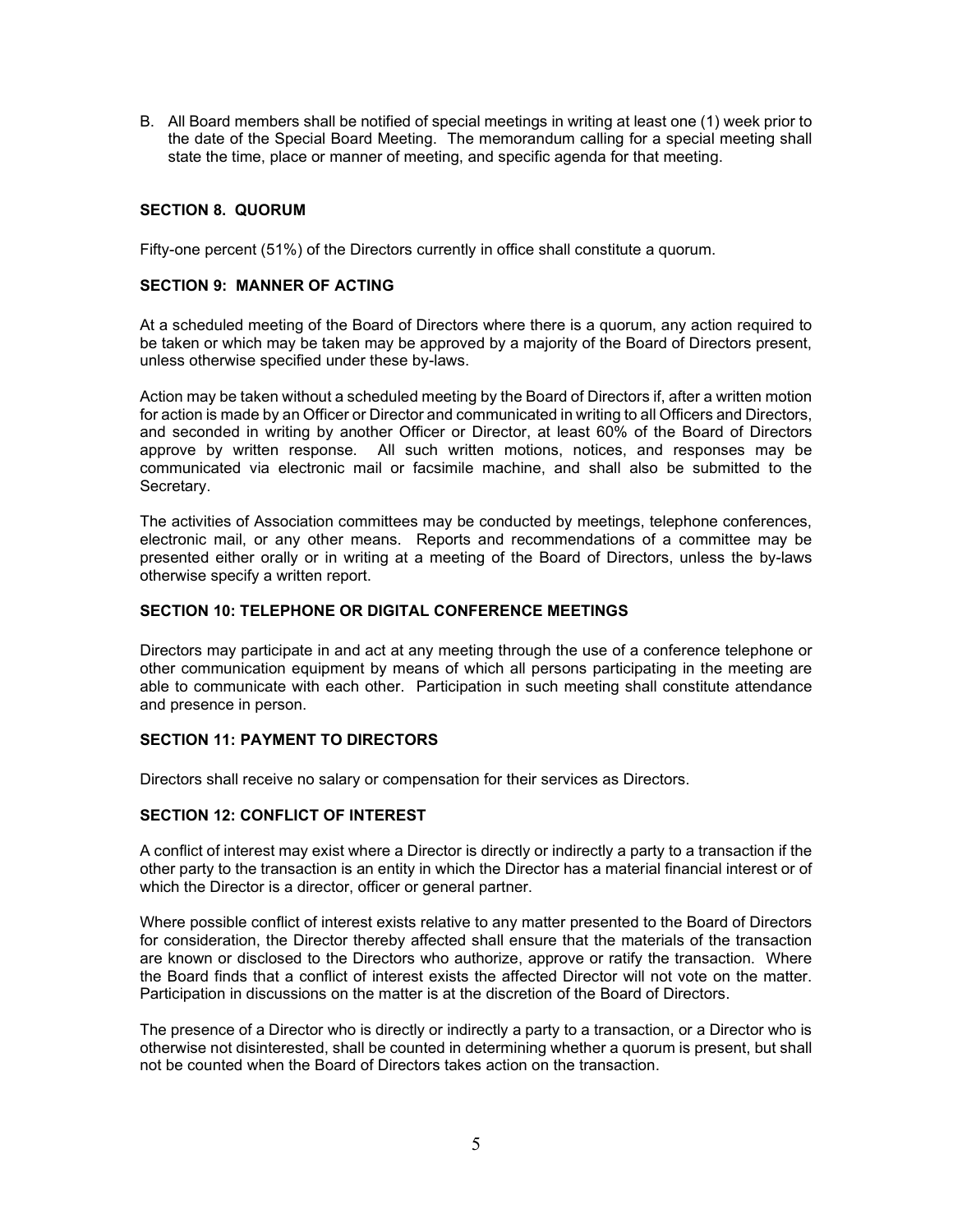B. All Board members shall be notified of special meetings in writing at least one (1) week prior to the date of the Special Board Meeting. The memorandum calling for a special meeting shall state the time, place or manner of meeting, and specific agenda for that meeting.

### SECTION 8. QUORUM

Fifty-one percent (51%) of the Directors currently in office shall constitute a quorum.

### SECTION 9: MANNER OF ACTING

At a scheduled meeting of the Board of Directors where there is a quorum, any action required to be taken or which may be taken may be approved by a majority of the Board of Directors present, unless otherwise specified under these by-laws.

Action may be taken without a scheduled meeting by the Board of Directors if, after a written motion for action is made by an Officer or Director and communicated in writing to all Officers and Directors, and seconded in writing by another Officer or Director, at least 60% of the Board of Directors approve by written response. All such written motions, notices, and responses may be communicated via electronic mail or facsimile machine, and shall also be submitted to the Secretary.

The activities of Association committees may be conducted by meetings, telephone conferences, electronic mail, or any other means. Reports and recommendations of a committee may be presented either orally or in writing at a meeting of the Board of Directors, unless the by-laws otherwise specify a written report.

### SECTION 10: TELEPHONE OR DIGITAL CONFERENCE MEETINGS

Directors may participate in and act at any meeting through the use of a conference telephone or other communication equipment by means of which all persons participating in the meeting are able to communicate with each other. Participation in such meeting shall constitute attendance and presence in person.

### SECTION 11: PAYMENT TO DIRECTORS

Directors shall receive no salary or compensation for their services as Directors.

### SECTION 12: CONFLICT OF INTEREST

A conflict of interest may exist where a Director is directly or indirectly a party to a transaction if the other party to the transaction is an entity in which the Director has a material financial interest or of which the Director is a director, officer or general partner.

Where possible conflict of interest exists relative to any matter presented to the Board of Directors for consideration, the Director thereby affected shall ensure that the materials of the transaction are known or disclosed to the Directors who authorize, approve or ratify the transaction. Where the Board finds that a conflict of interest exists the affected Director will not vote on the matter. Participation in discussions on the matter is at the discretion of the Board of Directors.

The presence of a Director who is directly or indirectly a party to a transaction, or a Director who is otherwise not disinterested, shall be counted in determining whether a quorum is present, but shall not be counted when the Board of Directors takes action on the transaction.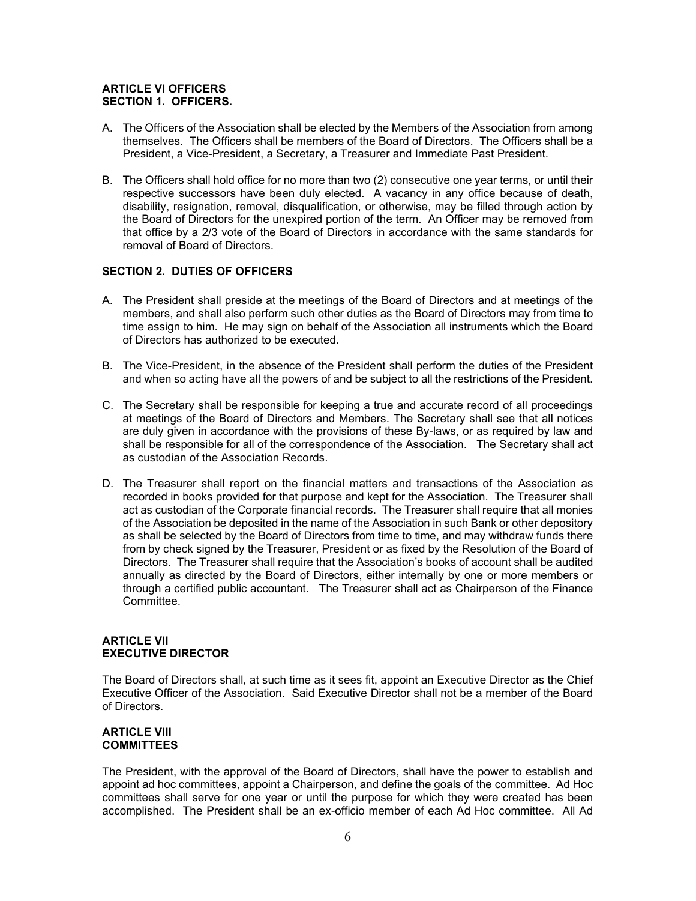**ARTICLE VI OFFICERS**
**SECTION 1. OFFICERS.**

A. The Officers of the Association shall be elected by the Members of the Association from among themselves. The Officers shall be members of the Board of Directors. The Officers shall be a President, a Vice-President, a Secretary, a Treasurer and Immediate Past President.

B. The Officers shall hold office for no more than two (2) consecutive one year terms, or until their respective successors have been duly elected. A vacancy in any office because of death, disability, resignation, removal, disqualification, or otherwise, may be filled through action by the Board of Directors for the unexpired portion of the term. An Officer may be removed from that office by a 2/3 vote of the Board of Directors in accordance with the same standards for removal of Board of Directors.

**SECTION 2. DUTIES OF OFFICERS**

A. The President shall preside at the meetings of the Board of Directors and at meetings of the members, and shall also perform such other duties as the Board of Directors may from time to time assign to him. He may sign on behalf of the Association all instruments which the Board of Directors has authorized to be executed.

B. The Vice-President, in the absence of the President shall perform the duties of the President and when so acting have all the powers of and be subject to all the restrictions of the President.

C. The Secretary shall be responsible for keeping a true and accurate record of all proceedings at meetings of the Board of Directors and Members. The Secretary shall see that all notices are duly given in accordance with the provisions of these By-laws, or as required by law and shall be responsible for all of the correspondence of the Association. The Secretary shall act as custodian of the Association Records.

D. The Treasurer shall report on the financial matters and transactions of the Association as recorded in books provided for that purpose and kept for the Association. The Treasurer shall act as custodian of the Corporate financial records. The Treasurer shall require that all monies of the Association be deposited in the name of the Association in such Bank or other depository as shall be selected by the Board of Directors from time to time, and may withdraw funds there from by check signed by the Treasurer, President or as fixed by the Resolution of the Board of Directors. The Treasurer shall require that the Association's books of account shall be audited annually as directed by the Board of Directors, either internally by one or more members or through a certified public accountant. The Treasurer shall act as Chairperson of the Finance Committee.

**ARTICLE VII**
**EXECUTIVE DIRECTOR**

The Board of Directors shall, at such time as it sees fit, appoint an Executive Director as the Chief Executive Officer of the Association. Said Executive Director shall not be a member of the Board of Directors.

**ARTICLE VIII**
**COMMITTEES**

The President, with the approval of the Board of Directors, shall have the power to establish and appoint ad hoc committees, appoint a Chairperson, and define the goals of the committee. Ad Hoc committees shall serve for one year or until the purpose for which they were created has been accomplished. The President shall be an ex-officio member of each Ad Hoc committee. All Ad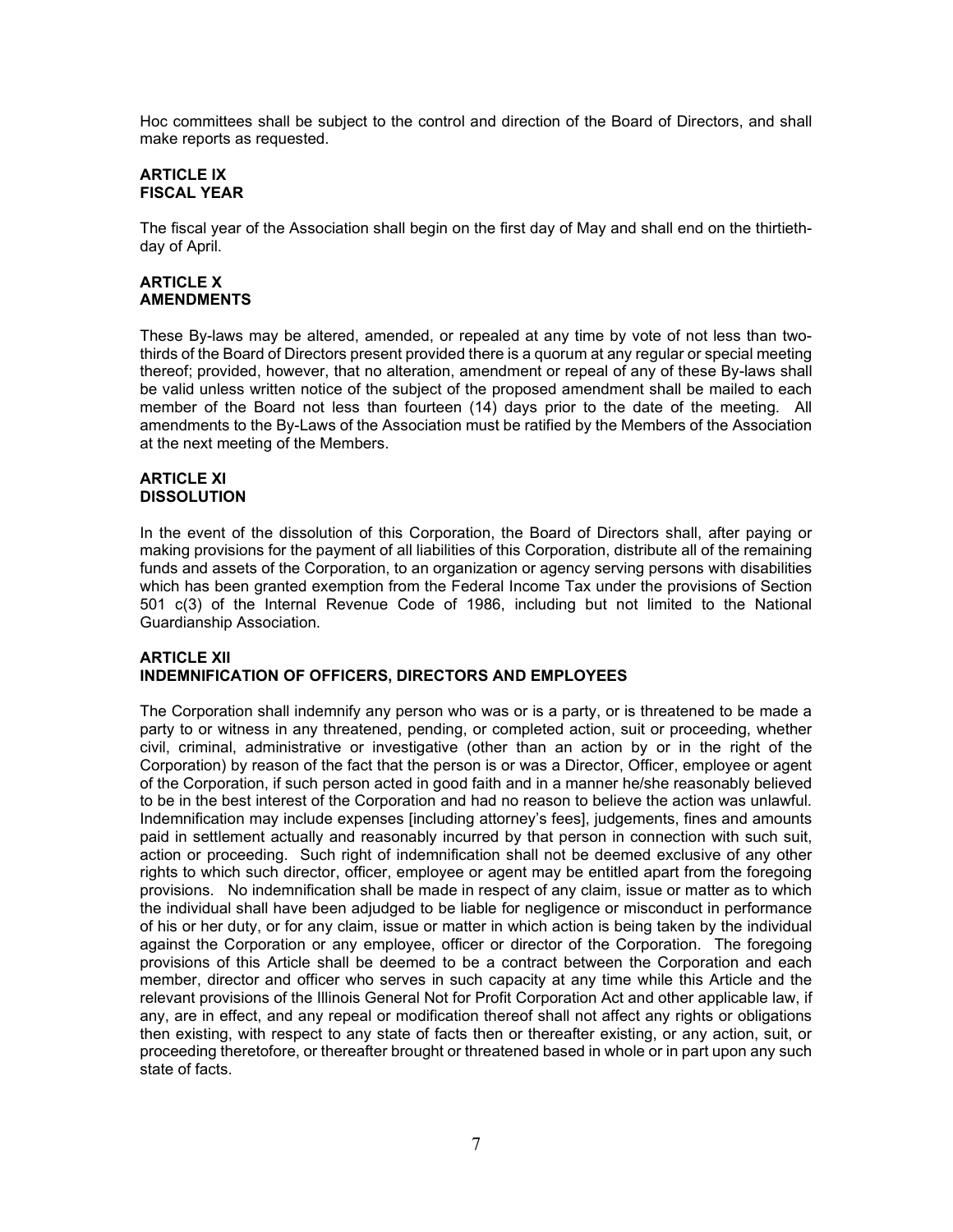Hoc committees shall be subject to the control and direction of the Board of Directors, and shall make reports as requested.

## ARTICLE IX
## FISCAL YEAR

The fiscal year of the Association shall begin on the first day of May and shall end on the thirtieth-day of April.

## ARTICLE X
## AMENDMENTS

These By-laws may be altered, amended, or repealed at any time by vote of not less than two-thirds of the Board of Directors present provided there is a quorum at any regular or special meeting thereof; provided, however, that no alteration, amendment or repeal of any of these By-laws shall be valid unless written notice of the subject of the proposed amendment shall be mailed to each member of the Board not less than fourteen (14) days prior to the date of the meeting. All amendments to the By-Laws of the Association must be ratified by the Members of the Association at the next meeting of the Members.

## ARTICLE XI
## DISSOLUTION

In the event of the dissolution of this Corporation, the Board of Directors shall, after paying or making provisions for the payment of all liabilities of this Corporation, distribute all of the remaining funds and assets of the Corporation, to an organization or agency serving persons with disabilities which has been granted exemption from the Federal Income Tax under the provisions of Section 501 c(3) of the Internal Revenue Code of 1986, including but not limited to the National Guardianship Association.

## ARTICLE XII
## INDEMNIFICATION OF OFFICERS, DIRECTORS AND EMPLOYEES

The Corporation shall indemnify any person who was or is a party, or is threatened to be made a party to or witness in any threatened, pending, or completed action, suit or proceeding, whether civil, criminal, administrative or investigative (other than an action by or in the right of the Corporation) by reason of the fact that the person is or was a Director, Officer, employee or agent of the Corporation, if such person acted in good faith and in a manner he/she reasonably believed to be in the best interest of the Corporation and had no reason to believe the action was unlawful. Indemnification may include expenses [including attorney's fees], judgements, fines and amounts paid in settlement actually and reasonably incurred by that person in connection with such suit, action or proceeding. Such right of indemnification shall not be deemed exclusive of any other rights to which such director, officer, employee or agent may be entitled apart from the foregoing provisions. No indemnification shall be made in respect of any claim, issue or matter as to which the individual shall have been adjudged to be liable for negligence or misconduct in performance of his or her duty, or for any claim, issue or matter in which action is being taken by the individual against the Corporation or any employee, officer or director of the Corporation. The foregoing provisions of this Article shall be deemed to be a contract between the Corporation and each member, director and officer who serves in such capacity at any time while this Article and the relevant provisions of the Illinois General Not for Profit Corporation Act and other applicable law, if any, are in effect, and any repeal or modification thereof shall not affect any rights or obligations then existing, with respect to any state of facts then or thereafter existing, or any action, suit, or proceeding theretofore, or thereafter brought or threatened based in whole or in part upon any such state of facts.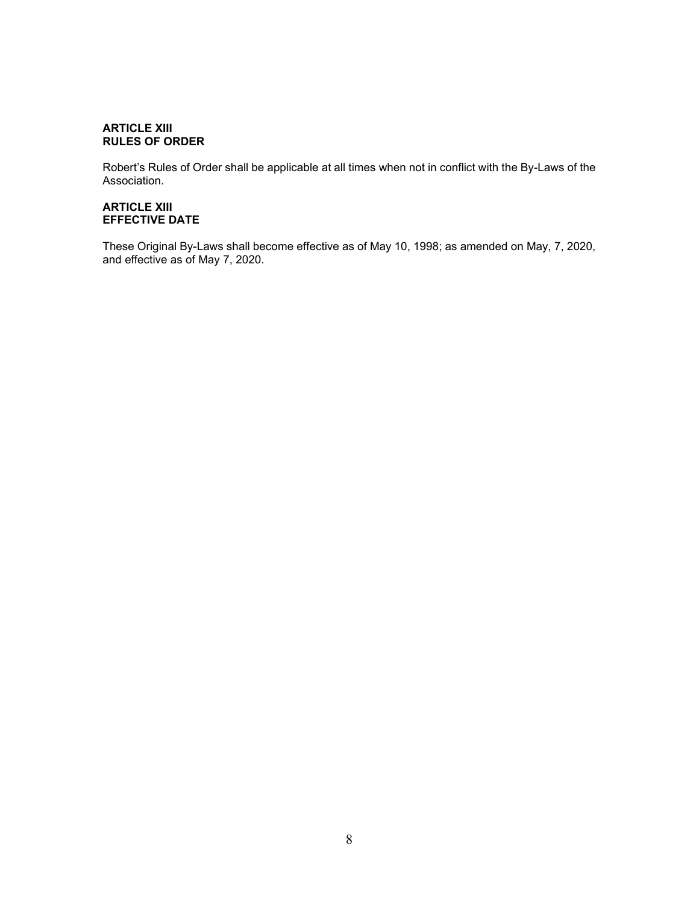**ARTICLE XIII**
**RULES OF ORDER**

Robert's Rules of Order shall be applicable at all times when not in conflict with the By-Laws of the Association.

**ARTICLE XIII**
**EFFECTIVE DATE**

These Original By-Laws shall become effective as of May 10, 1998; as amended on May, 7, 2020, and effective as of May 7, 2020.